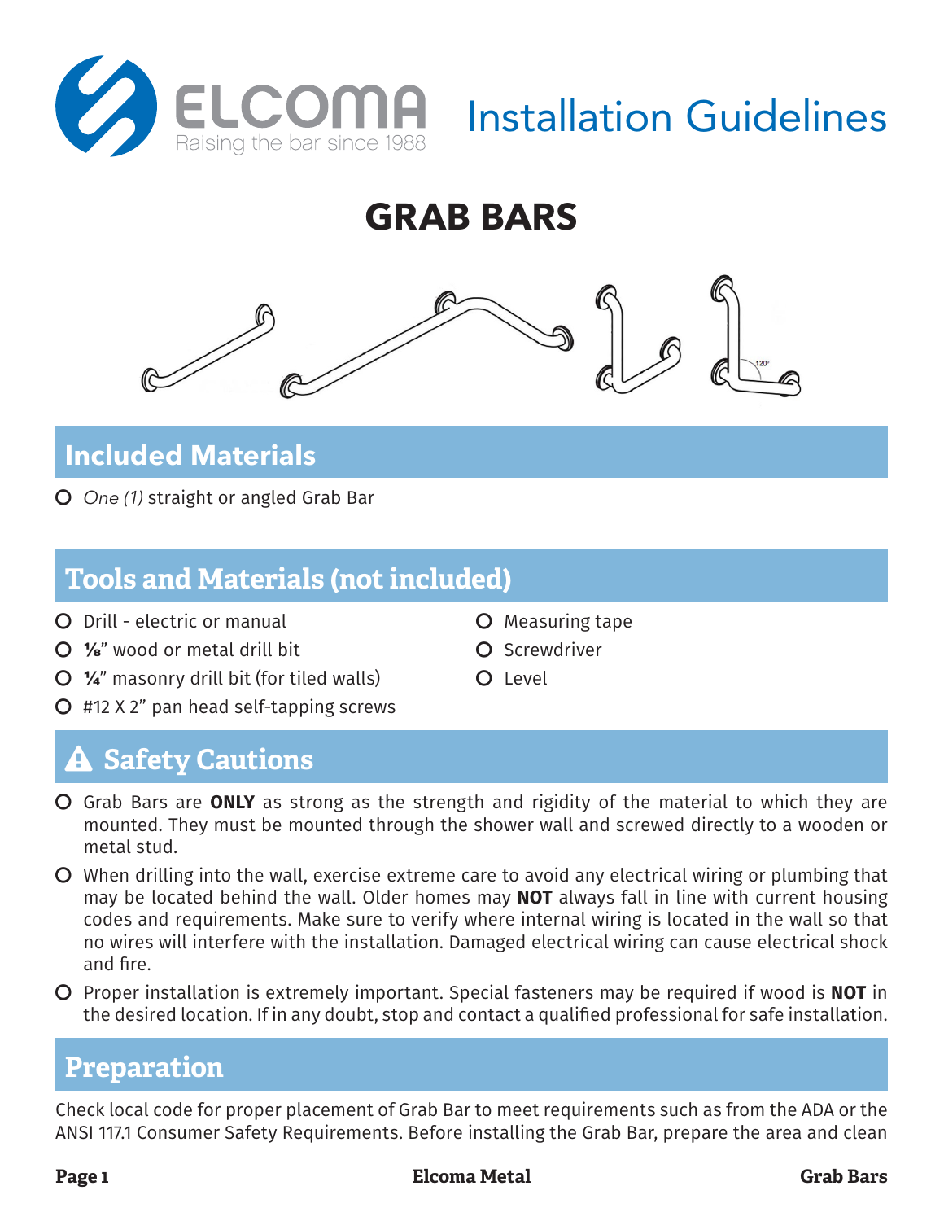ELCOMA

Raising the bar since 1988

Installation Guidelines

# GRAB BARS

## Included Materials

- *One (1)* straight or angled Grab Bar

## Tools and Materials (not included)

- Drill - electric or manual
- ⅛" wood or metal drill bit
- ¼" masonry drill bit (for tiled walls)
- #12 X 2" pan head self-tapping screws
- Measuring tape
- Screwdriver
- Level

## ⚠ Safety Cautions

- Grab Bars are **ONLY** as strong as the strength and rigidity of the material to which they are mounted. They must be mounted through the shower wall and screwed directly to a wooden or metal stud.
- When drilling into the wall, exercise extreme care to avoid any electrical wiring or plumbing that may be located behind the wall. Older homes may **NOT** always fall in line with current housing codes and requirements. Make sure to verify where internal wiring is located in the wall so that no wires will interfere with the installation. Damaged electrical wiring can cause electrical shock and fire.
- Proper installation is extremely important. Special fasteners may be required if wood is **NOT** in the desired location. If in any doubt, stop and contact a qualified professional for safe installation.

## Preparation

Check local code for proper placement of Grab Bar to meet requirements such as from the ADA or the ANSI 117.1 Consumer Safety Requirements. Before installing the Grab Bar, prepare the area and clean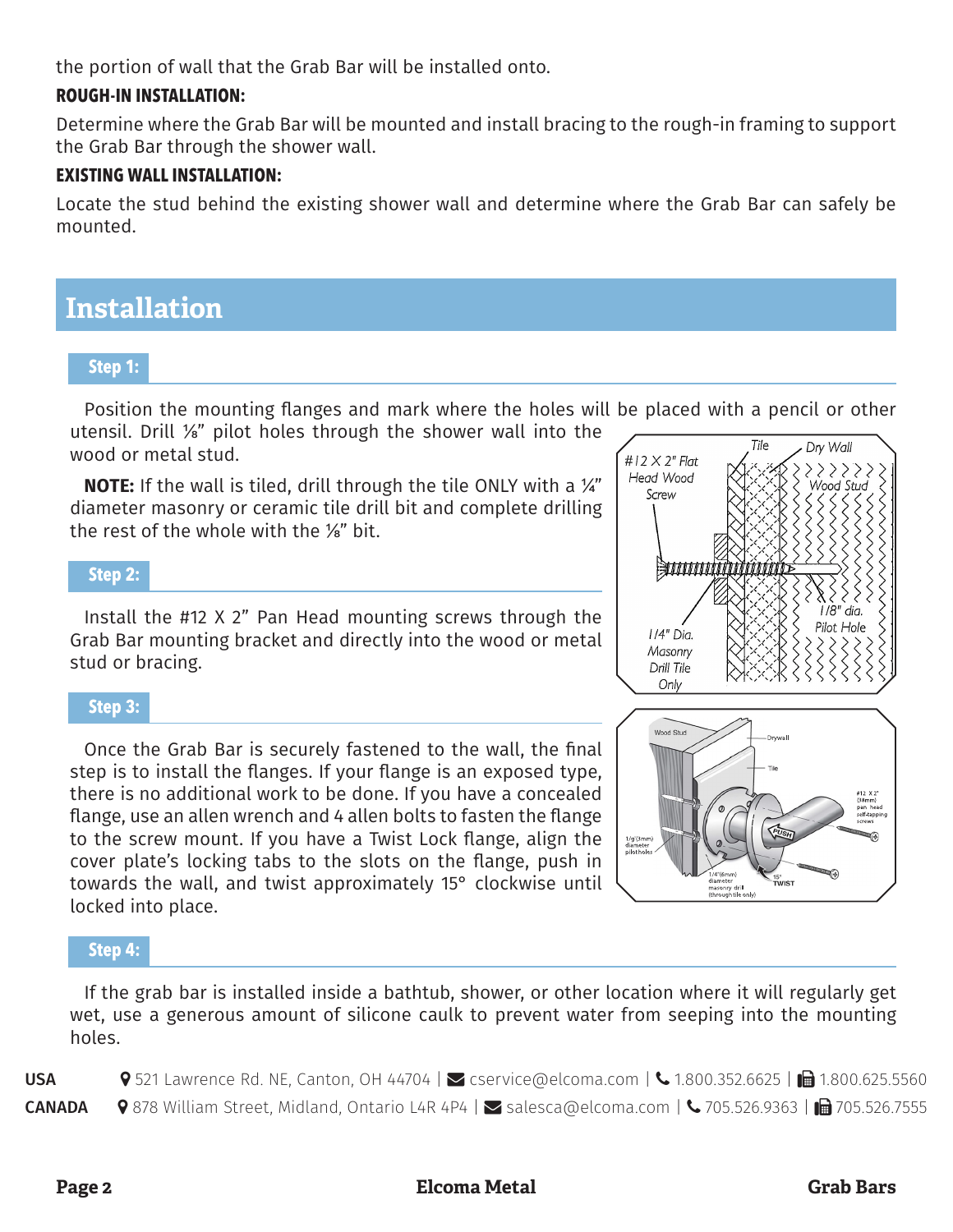the portion of wall that the Grab Bar will be installed onto.

**ROUGH-IN INSTALLATION:**

Determine where the Grab Bar will be mounted and install bracing to the rough-in framing to support the Grab Bar through the shower wall.

**EXISTING WALL INSTALLATION:**

Locate the stud behind the existing shower wall and determine where the Grab Bar can safely be mounted.

# Installation

## Step 1:

Position the mounting flanges and mark where the holes will be placed with a pencil or other utensil. Drill ⅛" pilot holes through the shower wall into the wood or metal stud.

**NOTE:** If the wall is tiled, drill through the tile ONLY with a ¼" diameter masonry or ceramic tile drill bit and complete drilling the rest of the whole with the ⅛" bit.

Tile
Dry Wall
#12 X 2" Flat Head Wood Screw
Wood Stud
1/8" dia. Pilot Hole
1/4" Dia. Masonry Drill Tile Only

## Step 2:

Install the #12 X 2" Pan Head mounting screws through the Grab Bar mounting bracket and directly into the wood or metal stud or bracing.

## Step 3:

Once the Grab Bar is securely fastened to the wall, the final step is to install the flanges. If your flange is an exposed type, there is no additional work to be done. If you have a concealed flange, use an allen wrench and 4 allen bolts to fasten the flange to the screw mount. If you have a Twist Lock flange, align the cover plate's locking tabs to the slots on the flange, push in towards the wall, and twist approximately 15° clockwise until locked into place.

Wood Stud
Drywall
Tile
#12 X 2" (38mm) pan head self-tapping screws
PUSH
1/8"(3mm) diameter pilot holes
1/4"(6mm) diameter masonry drill (through tile only)
15° TWIST

## Step 4:

If the grab bar is installed inside a bathtub, shower, or other location where it will regularly get wet, use a generous amount of silicone caulk to prevent water from seeping into the mounting holes.

**USA** 521 Lawrence Rd. NE, Canton, OH 44704 | cservice@elcoma.com | 1.800.352.6625 | 1.800.625.5560

**CANADA** 878 William Street, Midland, Ontario L4R 4P4 | salesca@elcoma.com | 705.526.9363 | 705.526.7555